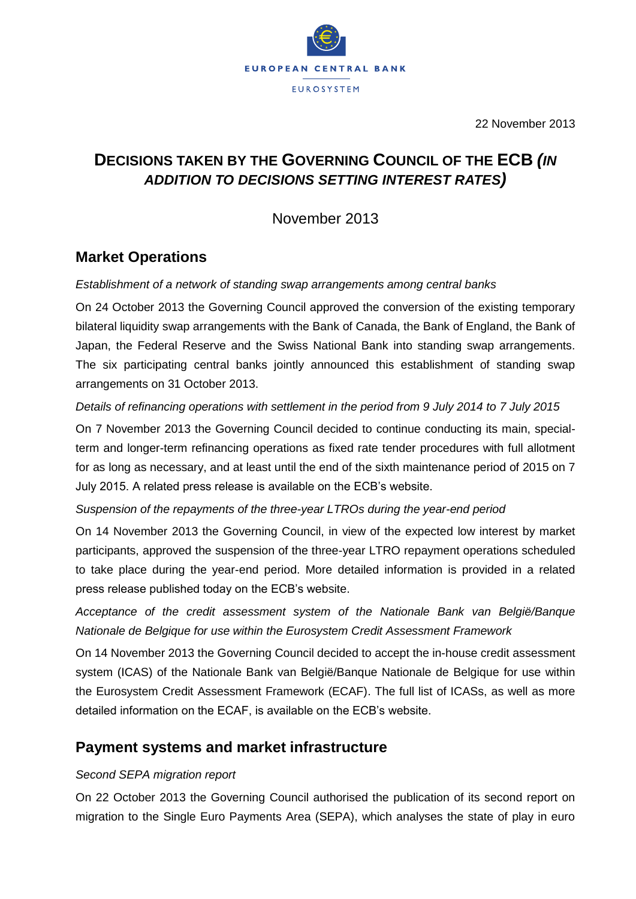EUROPEAN CENTRAL BANK

EUROSYSTEM

22 November 2013

# DECISIONS TAKEN BY THE GOVERNING COUNCIL OF THE ECB *(IN ADDITION TO DECISIONS SETTING INTEREST RATES)*

November 2013

## Market Operations

*Establishment of a network of standing swap arrangements among central banks*

On 24 October 2013 the Governing Council approved the conversion of the existing temporary bilateral liquidity swap arrangements with the Bank of Canada, the Bank of England, the Bank of Japan, the Federal Reserve and the Swiss National Bank into standing swap arrangements. The six participating central banks jointly announced this establishment of standing swap arrangements on 31 October 2013.

*Details of refinancing operations with settlement in the period from 9 July 2014 to 7 July 2015*

On 7 November 2013 the Governing Council decided to continue conducting its main, special-term and longer-term refinancing operations as fixed rate tender procedures with full allotment for as long as necessary, and at least until the end of the sixth maintenance period of 2015 on 7 July 2015. A related press release is available on the ECB's website.

*Suspension of the repayments of the three-year LTROs during the year-end period*

On 14 November 2013 the Governing Council, in view of the expected low interest by market participants, approved the suspension of the three-year LTRO repayment operations scheduled to take place during the year-end period. More detailed information is provided in a related press release published today on the ECB's website.

*Acceptance of the credit assessment system of the Nationale Bank van België/Banque Nationale de Belgique for use within the Eurosystem Credit Assessment Framework*

On 14 November 2013 the Governing Council decided to accept the in-house credit assessment system (ICAS) of the Nationale Bank van België/Banque Nationale de Belgique for use within the Eurosystem Credit Assessment Framework (ECAF). The full list of ICASs, as well as more detailed information on the ECAF, is available on the ECB's website.

## Payment systems and market infrastructure

*Second SEPA migration report*

On 22 October 2013 the Governing Council authorised the publication of its second report on migration to the Single Euro Payments Area (SEPA), which analyses the state of play in euro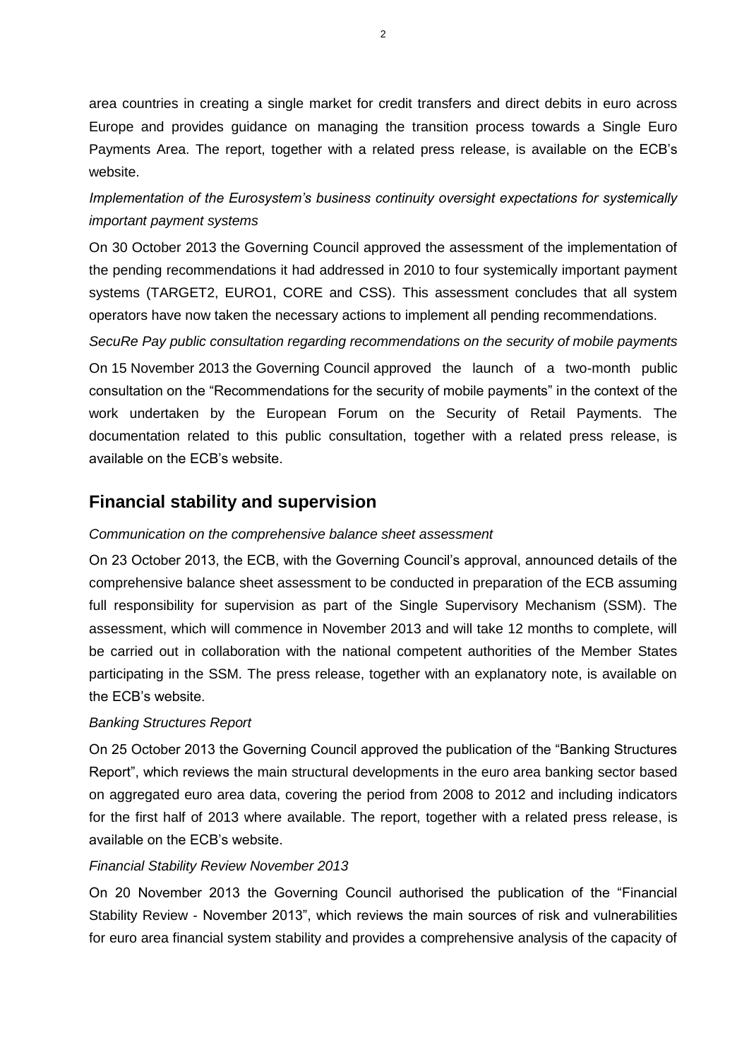area countries in creating a single market for credit transfers and direct debits in euro across Europe and provides guidance on managing the transition process towards a Single Euro Payments Area. The report, together with a related press release, is available on the ECB's website.

*Implementation of the Eurosystem's business continuity oversight expectations for systemically important payment systems*

On 30 October 2013 the Governing Council approved the assessment of the implementation of the pending recommendations it had addressed in 2010 to four systemically important payment systems (TARGET2, EURO1, CORE and CSS). This assessment concludes that all system operators have now taken the necessary actions to implement all pending recommendations.

*SecuRe Pay public consultation regarding recommendations on the security of mobile payments*

On 15 November 2013 the Governing Council approved the launch of a two-month public consultation on the "Recommendations for the security of mobile payments" in the context of the work undertaken by the European Forum on the Security of Retail Payments. The documentation related to this public consultation, together with a related press release, is available on the ECB's website.

## Financial stability and supervision

*Communication on the comprehensive balance sheet assessment*

On 23 October 2013, the ECB, with the Governing Council's approval, announced details of the comprehensive balance sheet assessment to be conducted in preparation of the ECB assuming full responsibility for supervision as part of the Single Supervisory Mechanism (SSM). The assessment, which will commence in November 2013 and will take 12 months to complete, will be carried out in collaboration with the national competent authorities of the Member States participating in the SSM. The press release, together with an explanatory note, is available on the ECB's website.

*Banking Structures Report*

On 25 October 2013 the Governing Council approved the publication of the "Banking Structures Report", which reviews the main structural developments in the euro area banking sector based on aggregated euro area data, covering the period from 2008 to 2012 and including indicators for the first half of 2013 where available. The report, together with a related press release, is available on the ECB's website.

*Financial Stability Review November 2013*

On 20 November 2013 the Governing Council authorised the publication of the "Financial Stability Review - November 2013", which reviews the main sources of risk and vulnerabilities for euro area financial system stability and provides a comprehensive analysis of the capacity of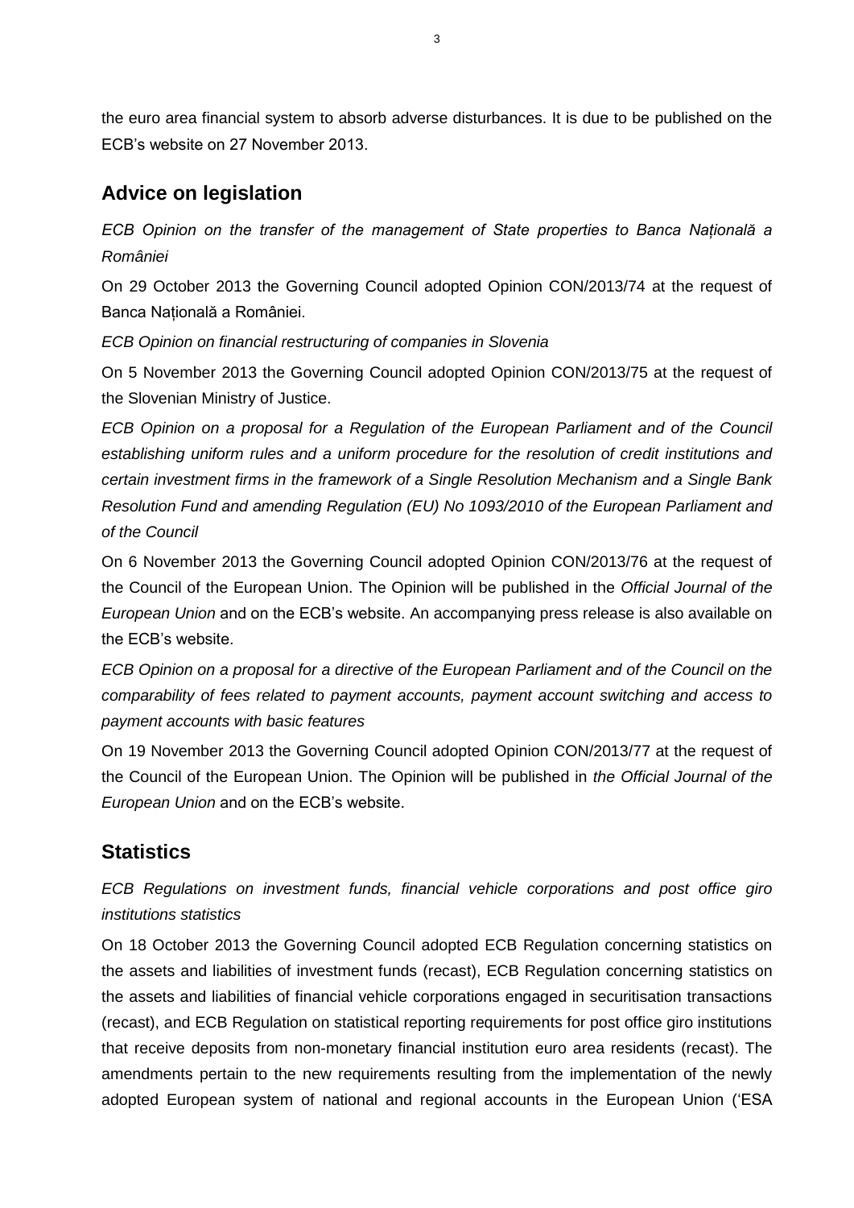the euro area financial system to absorb adverse disturbances. It is due to be published on the ECB's website on 27 November 2013.

## Advice on legislation

*ECB Opinion on the transfer of the management of State properties to Banca Națională a României*

On 29 October 2013 the Governing Council adopted Opinion CON/2013/74 at the request of Banca Națională a României.

*ECB Opinion on financial restructuring of companies in Slovenia*

On 5 November 2013 the Governing Council adopted Opinion CON/2013/75 at the request of the Slovenian Ministry of Justice.

*ECB Opinion on a proposal for a Regulation of the European Parliament and of the Council establishing uniform rules and a uniform procedure for the resolution of credit institutions and certain investment firms in the framework of a Single Resolution Mechanism and a Single Bank Resolution Fund and amending Regulation (EU) No 1093/2010 of the European Parliament and of the Council*

On 6 November 2013 the Governing Council adopted Opinion CON/2013/76 at the request of the Council of the European Union. The Opinion will be published in the *Official Journal of the European Union* and on the ECB's website. An accompanying press release is also available on the ECB's website.

*ECB Opinion on a proposal for a directive of the European Parliament and of the Council on the comparability of fees related to payment accounts, payment account switching and access to payment accounts with basic features*

On 19 November 2013 the Governing Council adopted Opinion CON/2013/77 at the request of the Council of the European Union. The Opinion will be published in *the Official Journal of the European Union* and on the ECB's website.

## Statistics

*ECB Regulations on investment funds, financial vehicle corporations and post office giro institutions statistics*

On 18 October 2013 the Governing Council adopted ECB Regulation concerning statistics on the assets and liabilities of investment funds (recast), ECB Regulation concerning statistics on the assets and liabilities of financial vehicle corporations engaged in securitisation transactions (recast), and ECB Regulation on statistical reporting requirements for post office giro institutions that receive deposits from non-monetary financial institution euro area residents (recast). The amendments pertain to the new requirements resulting from the implementation of the newly adopted European system of national and regional accounts in the European Union ('ESA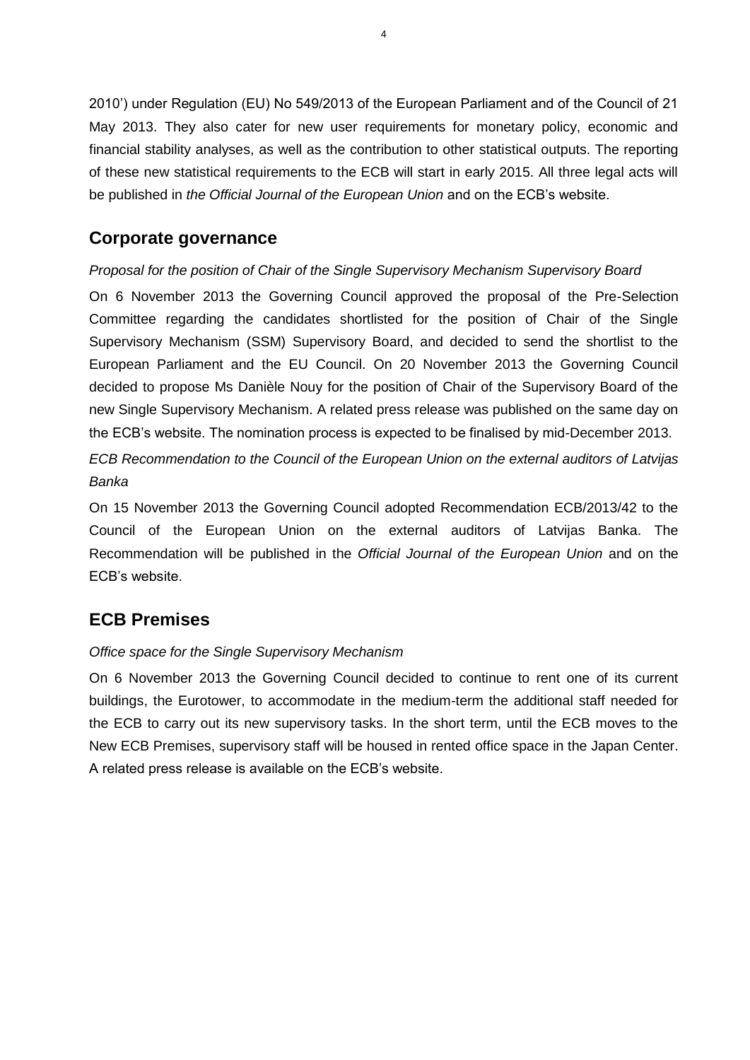2010') under Regulation (EU) No 549/2013 of the European Parliament and of the Council of 21 May 2013. They also cater for new user requirements for monetary policy, economic and financial stability analyses, as well as the contribution to other statistical outputs. The reporting of these new statistical requirements to the ECB will start in early 2015. All three legal acts will be published in *the Official Journal of the European Union* and on the ECB's website.

## Corporate governance

*Proposal for the position of Chair of the Single Supervisory Mechanism Supervisory Board*

On 6 November 2013 the Governing Council approved the proposal of the Pre-Selection Committee regarding the candidates shortlisted for the position of Chair of the Single Supervisory Mechanism (SSM) Supervisory Board, and decided to send the shortlist to the European Parliament and the EU Council. On 20 November 2013 the Governing Council decided to propose Ms Danièle Nouy for the position of Chair of the Supervisory Board of the new Single Supervisory Mechanism. A related press release was published on the same day on the ECB's website. The nomination process is expected to be finalised by mid-December 2013.

*ECB Recommendation to the Council of the European Union on the external auditors of Latvijas Banka*

On 15 November 2013 the Governing Council adopted Recommendation ECB/2013/42 to the Council of the European Union on the external auditors of Latvijas Banka. The Recommendation will be published in the *Official Journal of the European Union* and on the ECB's website.

## ECB Premises

*Office space for the Single Supervisory Mechanism*

On 6 November 2013 the Governing Council decided to continue to rent one of its current buildings, the Eurotower, to accommodate in the medium-term the additional staff needed for the ECB to carry out its new supervisory tasks. In the short term, until the ECB moves to the New ECB Premises, supervisory staff will be housed in rented office space in the Japan Center. A related press release is available on the ECB's website.